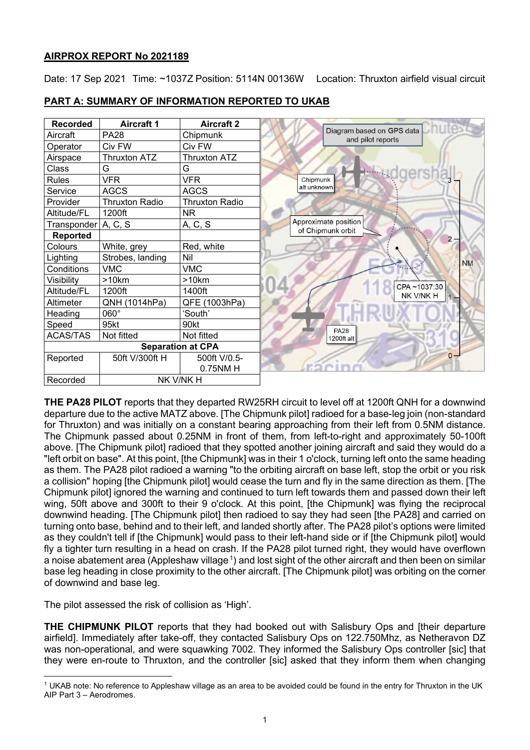**AIRPROX REPORT No 2021189**

Date: 17 Sep 2021 Time: ~1037Z Position: 5114N 00136W Location: Thruxton airfield visual circuit

**PART A: SUMMARY OF INFORMATION REPORTED TO UKAB**

| Recorded | Aircraft 1 | Aircraft 2 |
|---|---|---|
| Aircraft | PA28 | Chipmunk |
| Operator | Civ FW | Civ FW |
| Airspace | Thruxton ATZ | Thruxton ATZ |
| Class | G | G |
| Rules | VFR | VFR |
| Service | AGCS | AGCS |
| Provider | Thruxton Radio | Thruxton Radio |
| Altitude/FL | 1200ft | NR |
| Transponder | A, C, S | A, C, S |
| **Reported** | | |
| Colours | White, grey | Red, white |
| Lighting | Strobes, landing | Nil |
| Conditions | VMC | VMC |
| Visibility | >10km | >10km |
| Altitude/FL | 1200ft | 1400ft |
| Altimeter | QNH (1014hPa) | QFE (1003hPa) |
| Heading | 060° | 'South' |
| Speed | 95kt | 90kt |
| ACAS/TAS | Not fitted | Not fitted |
| **Separation at CPA** | | |
| Reported | 50ft V/300ft H | 500ft V/0.5-0.75NM H |
| Recorded | NK V/NK H | |

Diagram based on GPS data and pilot reports

**THE PA28 PILOT** reports that they departed RW25RH circuit to level off at 1200ft QNH for a downwind departure due to the active MATZ above. [The Chipmunk pilot] radioed for a base-leg join (non-standard for Thruxton) and was initially on a constant bearing approaching from their left from 0.5NM distance. The Chipmunk passed about 0.25NM in front of them, from left-to-right and approximately 50-100ft above. [The Chipmunk pilot] radioed that they spotted another joining aircraft and said they would do a "left orbit on base". At this point, [the Chipmunk] was in their 1 o'clock, turning left onto the same heading as them. The PA28 pilot radioed a warning "to the orbiting aircraft on base left, stop the orbit or you risk a collision" hoping [the Chipmunk pilot] would cease the turn and fly in the same direction as them. [The Chipmunk pilot] ignored the warning and continued to turn left towards them and passed down their left wing, 50ft above and 300ft to their 9 o'clock. At this point, [the Chipmunk] was flying the reciprocal downwind heading. [The Chipmunk pilot] then radioed to say they had seen [the PA28] and carried on turning onto base, behind and to their left, and landed shortly after. The PA28 pilot's options were limited as they couldn't tell if [the Chipmunk] would pass to their left-hand side or if [the Chipmunk pilot] would fly a tighter turn resulting in a head on crash. If the PA28 pilot turned right, they would have overflown a noise abatement area (Appleshaw village[1]) and lost sight of the other aircraft and then been on similar base leg heading in close proximity to the other aircraft. [The Chipmunk pilot] was orbiting on the corner of downwind and base leg.

The pilot assessed the risk of collision as 'High'.

**THE CHIPMUNK PILOT** reports that they had booked out with Salisbury Ops and [their departure airfield]. Immediately after take-off, they contacted Salisbury Ops on 122.750Mhz, as Netheravon DZ was non-operational, and were squawking 7002. They informed the Salisbury Ops controller [sic] that they were en-route to Thruxton, and the controller [sic] asked that they inform them when changing

[1] UKAB note: No reference to Appleshaw village as an area to be avoided could be found in the entry for Thruxton in the UK AIP Part 3 – Aerodromes.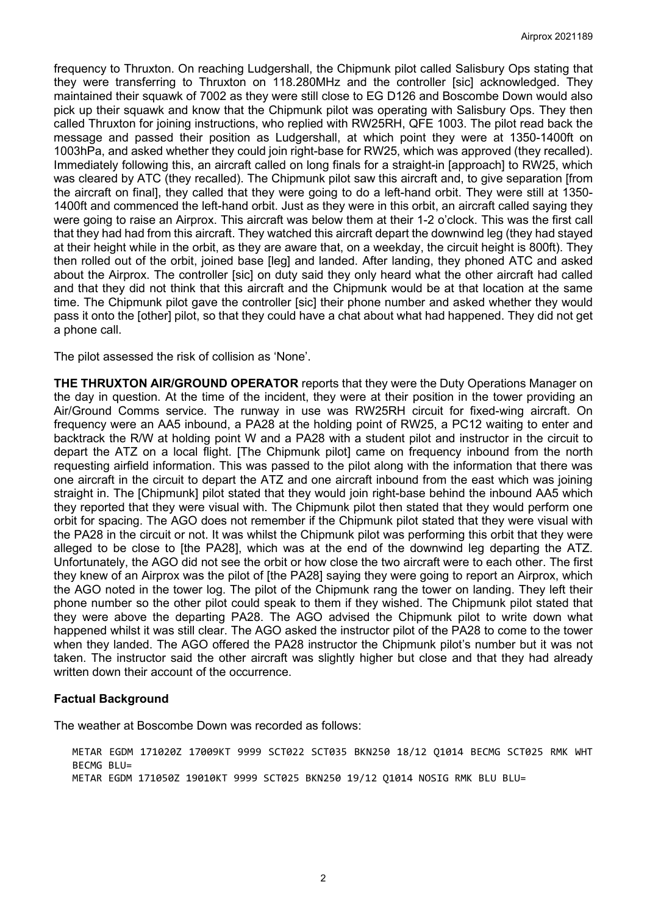frequency to Thruxton. On reaching Ludgershall, the Chipmunk pilot called Salisbury Ops stating that they were transferring to Thruxton on 118.280MHz and the controller [sic] acknowledged. They maintained their squawk of 7002 as they were still close to EG D126 and Boscombe Down would also pick up their squawk and know that the Chipmunk pilot was operating with Salisbury Ops. They then called Thruxton for joining instructions, who replied with RW25RH, QFE 1003. The pilot read back the message and passed their position as Ludgershall, at which point they were at 1350-1400ft on 1003hPa, and asked whether they could join right-base for RW25, which was approved (they recalled). Immediately following this, an aircraft called on long finals for a straight-in [approach] to RW25, which was cleared by ATC (they recalled). The Chipmunk pilot saw this aircraft and, to give separation [from the aircraft on final], they called that they were going to do a left-hand orbit. They were still at 1350-1400ft and commenced the left-hand orbit. Just as they were in this orbit, an aircraft called saying they were going to raise an Airprox. This aircraft was below them at their 1-2 o'clock. This was the first call that they had had from this aircraft. They watched this aircraft depart the downwind leg (they had stayed at their height while in the orbit, as they are aware that, on a weekday, the circuit height is 800ft). They then rolled out of the orbit, joined base [leg] and landed. After landing, they phoned ATC and asked about the Airprox. The controller [sic] on duty said they only heard what the other aircraft had called and that they did not think that this aircraft and the Chipmunk would be at that location at the same time. The Chipmunk pilot gave the controller [sic] their phone number and asked whether they would pass it onto the [other] pilot, so that they could have a chat about what had happened. They did not get a phone call.

The pilot assessed the risk of collision as 'None'.

**THE THRUXTON AIR/GROUND OPERATOR** reports that they were the Duty Operations Manager on the day in question. At the time of the incident, they were at their position in the tower providing an Air/Ground Comms service. The runway in use was RW25RH circuit for fixed-wing aircraft. On frequency were an AA5 inbound, a PA28 at the holding point of RW25, a PC12 waiting to enter and backtrack the R/W at holding point W and a PA28 with a student pilot and instructor in the circuit to depart the ATZ on a local flight. [The Chipmunk pilot] came on frequency inbound from the north requesting airfield information. This was passed to the pilot along with the information that there was one aircraft in the circuit to depart the ATZ and one aircraft inbound from the east which was joining straight in. The [Chipmunk] pilot stated that they would join right-base behind the inbound AA5 which they reported that they were visual with. The Chipmunk pilot then stated that they would perform one orbit for spacing. The AGO does not remember if the Chipmunk pilot stated that they were visual with the PA28 in the circuit or not. It was whilst the Chipmunk pilot was performing this orbit that they were alleged to be close to [the PA28], which was at the end of the downwind leg departing the ATZ. Unfortunately, the AGO did not see the orbit or how close the two aircraft were to each other. The first they knew of an Airprox was the pilot of [the PA28] saying they were going to report an Airprox, which the AGO noted in the tower log. The pilot of the Chipmunk rang the tower on landing. They left their phone number so the other pilot could speak to them if they wished. The Chipmunk pilot stated that they were above the departing PA28. The AGO advised the Chipmunk pilot to write down what happened whilst it was still clear. The AGO asked the instructor pilot of the PA28 to come to the tower when they landed. The AGO offered the PA28 instructor the Chipmunk pilot's number but it was not taken. The instructor said the other aircraft was slightly higher but close and that they had already written down their account of the occurrence.

### Factual Background

The weather at Boscombe Down was recorded as follows:

```
METAR EGDM 171020Z 17009KT 9999 SCT022 SCT035 BKN250 18/12 Q1014 BECMG SCT025 RMK WHT
BECMG BLU=
METAR EGDM 171050Z 19010KT 9999 SCT025 BKN250 19/12 Q1014 NOSIG RMK BLU BLU=
```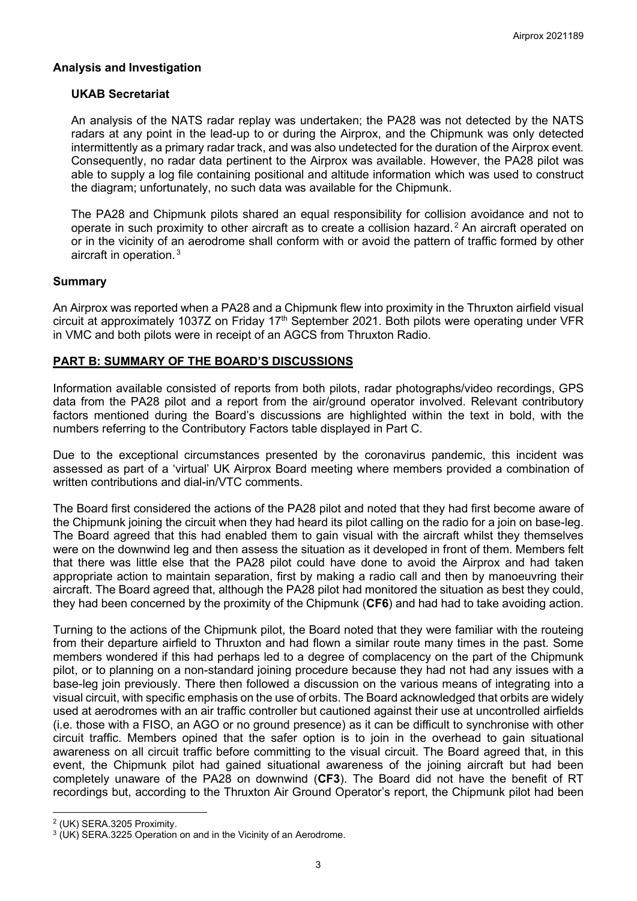## Analysis and Investigation

### UKAB Secretariat

An analysis of the NATS radar replay was undertaken; the PA28 was not detected by the NATS radars at any point in the lead-up to or during the Airprox, and the Chipmunk was only detected intermittently as a primary radar track, and was also undetected for the duration of the Airprox event. Consequently, no radar data pertinent to the Airprox was available. However, the PA28 pilot was able to supply a log file containing positional and altitude information which was used to construct the diagram; unfortunately, no such data was available for the Chipmunk.

The PA28 and Chipmunk pilots shared an equal responsibility for collision avoidance and not to operate in such proximity to other aircraft as to create a collision hazard.[2] An aircraft operated on or in the vicinity of an aerodrome shall conform with or avoid the pattern of traffic formed by other aircraft in operation.[3]

## Summary

An Airprox was reported when a PA28 and a Chipmunk flew into proximity in the Thruxton airfield visual circuit at approximately 1037Z on Friday 17th September 2021. Both pilots were operating under VFR in VMC and both pilots were in receipt of an AGCS from Thruxton Radio.

## PART B: SUMMARY OF THE BOARD'S DISCUSSIONS

Information available consisted of reports from both pilots, radar photographs/video recordings, GPS data from the PA28 pilot and a report from the air/ground operator involved. Relevant contributory factors mentioned during the Board's discussions are highlighted within the text in bold, with the numbers referring to the Contributory Factors table displayed in Part C.

Due to the exceptional circumstances presented by the coronavirus pandemic, this incident was assessed as part of a 'virtual' UK Airprox Board meeting where members provided a combination of written contributions and dial-in/VTC comments.

The Board first considered the actions of the PA28 pilot and noted that they had first become aware of the Chipmunk joining the circuit when they had heard its pilot calling on the radio for a join on base-leg. The Board agreed that this had enabled them to gain visual with the aircraft whilst they themselves were on the downwind leg and then assess the situation as it developed in front of them. Members felt that there was little else that the PA28 pilot could have done to avoid the Airprox and had taken appropriate action to maintain separation, first by making a radio call and then by manoeuvring their aircraft. The Board agreed that, although the PA28 pilot had monitored the situation as best they could, they had been concerned by the proximity of the Chipmunk (**CF6**) and had had to take avoiding action.

Turning to the actions of the Chipmunk pilot, the Board noted that they were familiar with the routeing from their departure airfield to Thruxton and had flown a similar route many times in the past. Some members wondered if this had perhaps led to a degree of complacency on the part of the Chipmunk pilot, or to planning on a non-standard joining procedure because they had not had any issues with a base-leg join previously. There then followed a discussion on the various means of integrating into a visual circuit, with specific emphasis on the use of orbits. The Board acknowledged that orbits are widely used at aerodromes with an air traffic controller but cautioned against their use at uncontrolled airfields (i.e. those with a FISO, an AGO or no ground presence) as it can be difficult to synchronise with other circuit traffic. Members opined that the safer option is to join in the overhead to gain situational awareness on all circuit traffic before committing to the visual circuit. The Board agreed that, in this event, the Chipmunk pilot had gained situational awareness of the joining aircraft but had been completely unaware of the PA28 on downwind (**CF3**). The Board did not have the benefit of RT recordings but, according to the Thruxton Air Ground Operator's report, the Chipmunk pilot had been

---

[2] (UK) SERA.3205 Proximity.

[3] (UK) SERA.3225 Operation on and in the Vicinity of an Aerodrome.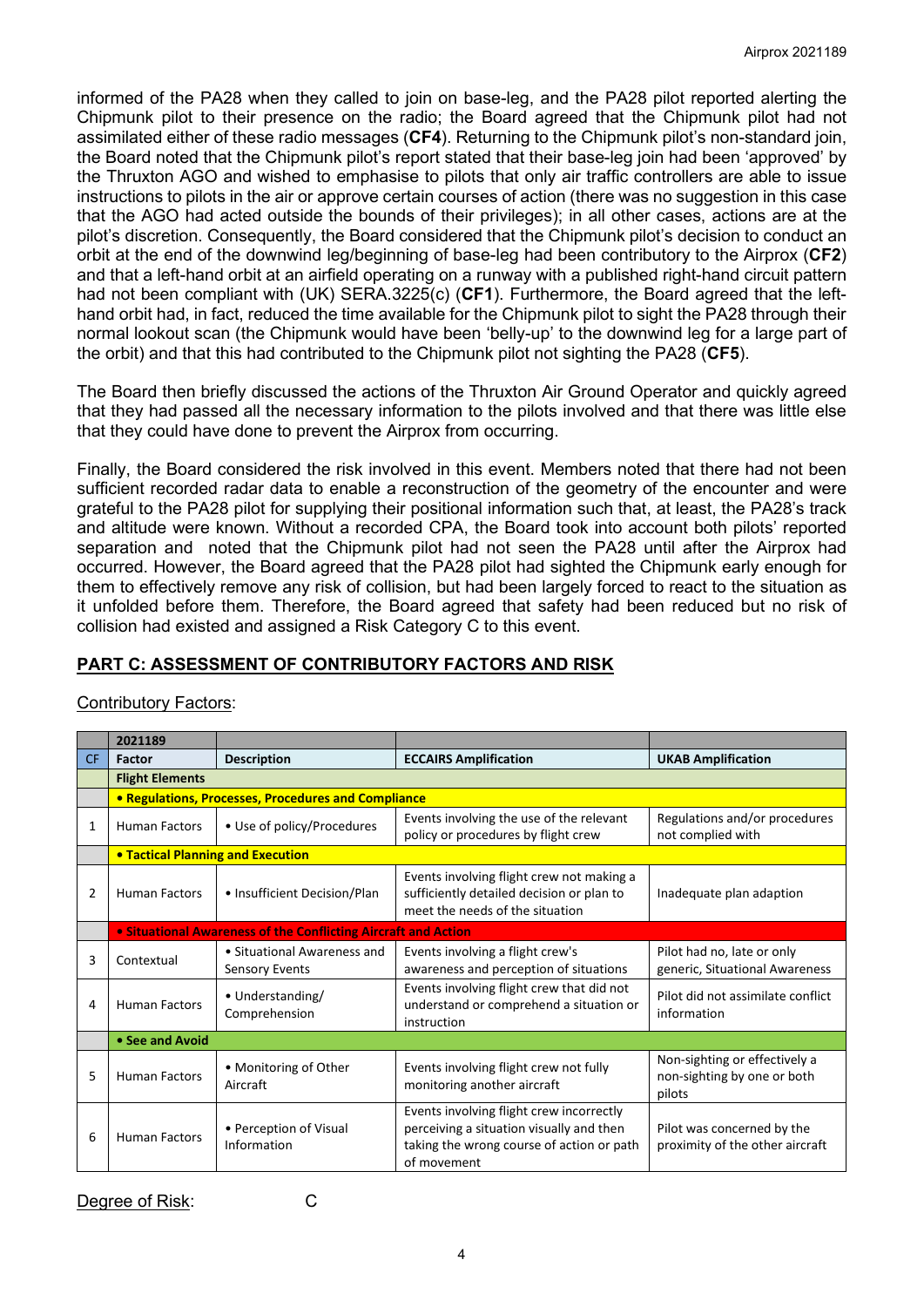informed of the PA28 when they called to join on base-leg, and the PA28 pilot reported alerting the Chipmunk pilot to their presence on the radio; the Board agreed that the Chipmunk pilot had not assimilated either of these radio messages (**CF4**). Returning to the Chipmunk pilot's non-standard join, the Board noted that the Chipmunk pilot's report stated that their base-leg join had been 'approved' by the Thruxton AGO and wished to emphasise to pilots that only air traffic controllers are able to issue instructions to pilots in the air or approve certain courses of action (there was no suggestion in this case that the AGO had acted outside the bounds of their privileges); in all other cases, actions are at the pilot's discretion. Consequently, the Board considered that the Chipmunk pilot's decision to conduct an orbit at the end of the downwind leg/beginning of base-leg had been contributory to the Airprox (**CF2**) and that a left-hand orbit at an airfield operating on a runway with a published right-hand circuit pattern had not been compliant with (UK) SERA.3225(c) (**CF1**). Furthermore, the Board agreed that the left-hand orbit had, in fact, reduced the time available for the Chipmunk pilot to sight the PA28 through their normal lookout scan (the Chipmunk would have been 'belly-up' to the downwind leg for a large part of the orbit) and that this had contributed to the Chipmunk pilot not sighting the PA28 (**CF5**).

The Board then briefly discussed the actions of the Thruxton Air Ground Operator and quickly agreed that they had passed all the necessary information to the pilots involved and that there was little else that they could have done to prevent the Airprox from occurring.

Finally, the Board considered the risk involved in this event. Members noted that there had not been sufficient recorded radar data to enable a reconstruction of the geometry of the encounter and were grateful to the PA28 pilot for supplying their positional information such that, at least, the PA28's track and altitude were known. Without a recorded CPA, the Board took into account both pilots' reported separation and noted that the Chipmunk pilot had not seen the PA28 until after the Airprox had occurred. However, the Board agreed that the PA28 pilot had sighted the Chipmunk early enough for them to effectively remove any risk of collision, but had been largely forced to react to the situation as it unfolded before them. Therefore, the Board agreed that safety had been reduced but no risk of collision had existed and assigned a Risk Category C to this event.

## PART C: ASSESSMENT OF CONTRIBUTORY FACTORS AND RISK

Contributory Factors:

| | 2021189 | | | |
|---|---|---|---|---|
| CF | Factor | Description | ECCAIRS Amplification | UKAB Amplification |
| | **Flight Elements** | | | |
| | **• Regulations, Processes, Procedures and Compliance** | | | |
| 1 | Human Factors | • Use of policy/Procedures | Events involving the use of the relevant policy or procedures by flight crew | Regulations and/or procedures not complied with |
| | **• Tactical Planning and Execution** | | | |
| 2 | Human Factors | • Insufficient Decision/Plan | Events involving flight crew not making a sufficiently detailed decision or plan to meet the needs of the situation | Inadequate plan adaption |
| | **• Situational Awareness of the Conflicting Aircraft and Action** | | | |
| 3 | Contextual | • Situational Awareness and Sensory Events | Events involving a flight crew's awareness and perception of situations | Pilot had no, late or only generic, Situational Awareness |
| 4 | Human Factors | • Understanding/ Comprehension | Events involving flight crew that did not understand or comprehend a situation or instruction | Pilot did not assimilate conflict information |
| | **• See and Avoid** | | | |
| 5 | Human Factors | • Monitoring of Other Aircraft | Events involving flight crew not fully monitoring another aircraft | Non-sighting or effectively a non-sighting by one or both pilots |
| 6 | Human Factors | • Perception of Visual Information | Events involving flight crew incorrectly perceiving a situation visually and then taking the wrong course of action or path of movement | Pilot was concerned by the proximity of the other aircraft |

Degree of Risk: C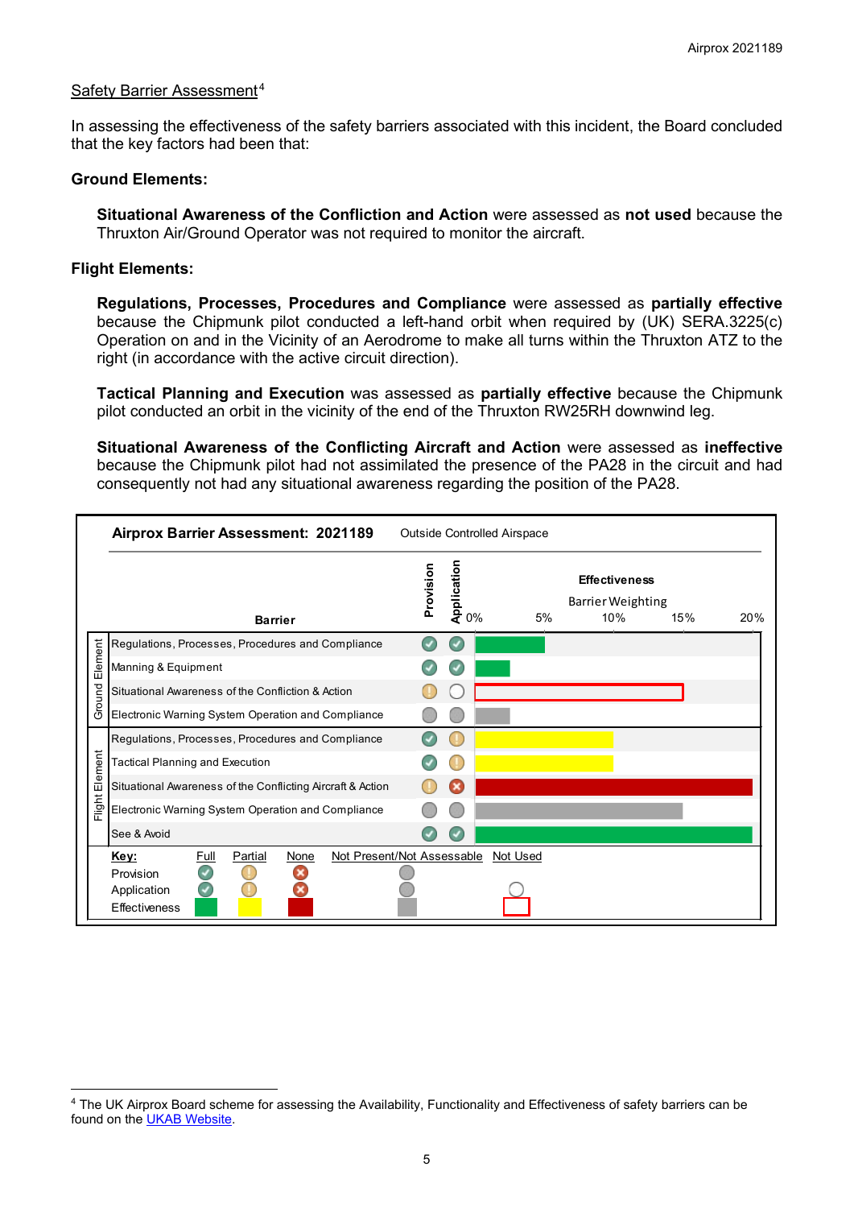Safety Barrier Assessment[4]

In assessing the effectiveness of the safety barriers associated with this incident, the Board concluded that the key factors had been that:

**Ground Elements:**

**Situational Awareness of the Confliction and Action** were assessed as **not used** because the Thruxton Air/Ground Operator was not required to monitor the aircraft.

**Flight Elements:**

**Regulations, Processes, Procedures and Compliance** were assessed as **partially effective** because the Chipmunk pilot conducted a left-hand orbit when required by (UK) SERA.3225(c) Operation on and in the Vicinity of an Aerodrome to make all turns within the Thruxton ATZ to the right (in accordance with the active circuit direction).

**Tactical Planning and Execution** was assessed as **partially effective** because the Chipmunk pilot conducted an orbit in the vicinity of the end of the Thruxton RW25RH downwind leg.

**Situational Awareness of the Conflicting Aircraft and Action** were assessed as **ineffective** because the Chipmunk pilot had not assimilated the presence of the PA28 in the circuit and had consequently not had any situational awareness regarding the position of the PA28.

**Airprox Barrier Assessment: 2021189**

Outside Controlled Airspace

Barrier

Provision

Application

Effectiveness

Barrier Weighting

0%

5%

10%

15%

20%

Ground Element

Regulations, Processes, Procedures and Compliance

Manning & Equipment

Situational Awareness of the Confliction & Action

Electronic Warning System Operation and Compliance

Flight Element

Regulations, Processes, Procedures and Compliance

Tactical Planning and Execution

Situational Awareness of the Conflicting Aircraft & Action

Electronic Warning System Operation and Compliance

See & Avoid

Key: Full Partial None Not Present/Not Assessable Not Used

Provision

Application

Effectiveness

[4] The UK Airprox Board scheme for assessing the Availability, Functionality and Effectiveness of safety barriers can be found on the UKAB Website.